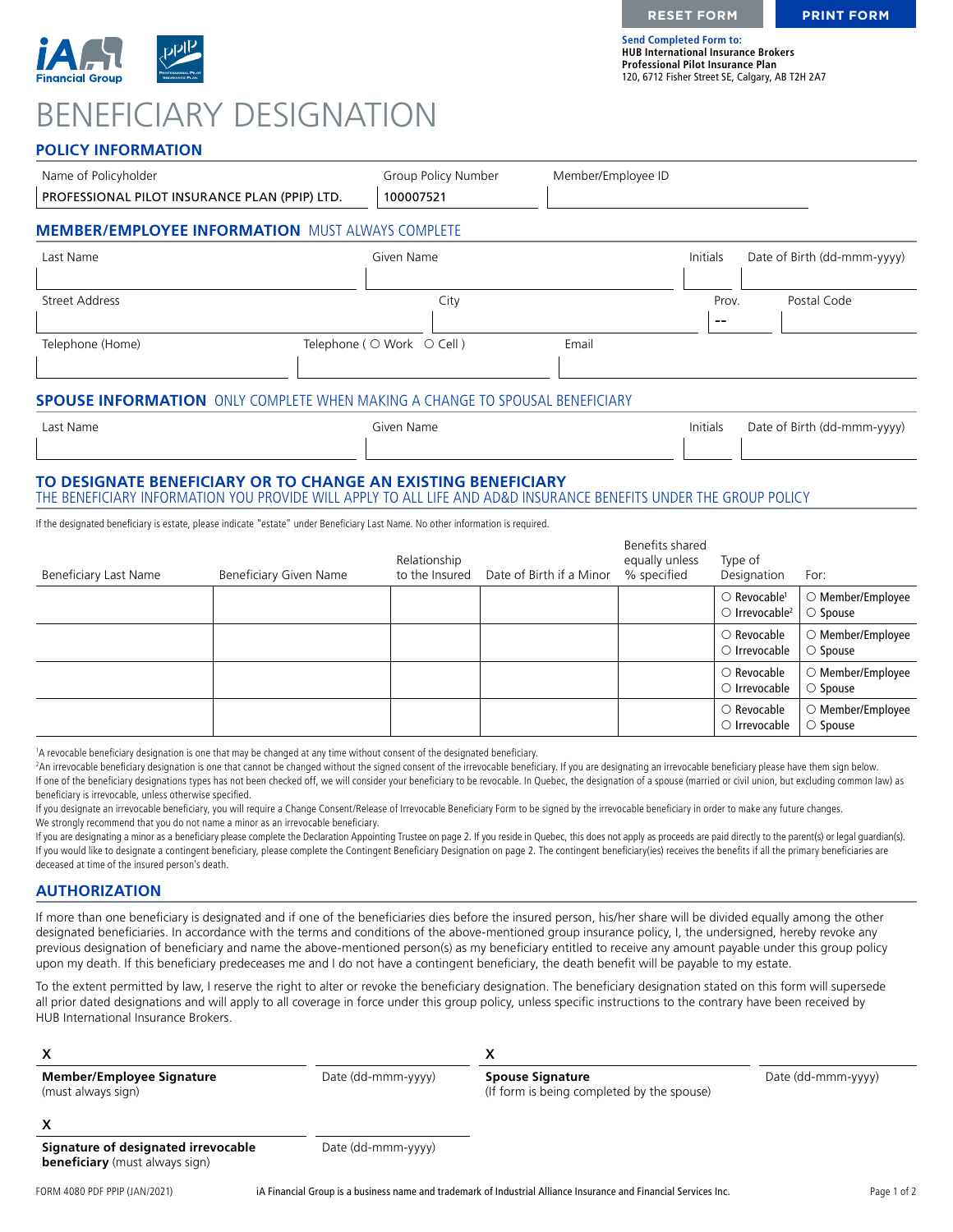RESET FORM | PRINT FORM

**Send Completed Form to:**
**HUB International Insurance Brokers**
**Professional Pilot Insurance Plan**
120, 6712 Fisher Street SE, Calgary, AB T2H 2A7

# BENEFICIARY DESIGNATION

## POLICY INFORMATION

| Name of Policyholder | Group Policy Number | Member/Employee ID |
|---|---|---|
| PROFESSIONAL PILOT INSURANCE PLAN (PPIP) LTD. | 100007521 | |

## MEMBER/EMPLOYEE INFORMATION MUST ALWAYS COMPLETE

| Last Name | Given Name | Initials | Date of Birth (dd-mmm-yyyy) |
|---|---|---|---|
| | | | |

| Street Address | City | Prov. | Postal Code |
|---|---|---|---|
| | | -- | |

| Telephone (Home) | Telephone ( ○ Work ○ Cell ) | Email |
|---|---|---|
| | | |

## SPOUSE INFORMATION ONLY COMPLETE WHEN MAKING A CHANGE TO SPOUSAL BENEFICIARY

| Last Name | Given Name | Initials | Date of Birth (dd-mmm-yyyy) |
|---|---|---|---|
| | | | |

## TO DESIGNATE BENEFICIARY OR TO CHANGE AN EXISTING BENEFICIARY

THE BENEFICIARY INFORMATION YOU PROVIDE WILL APPLY TO ALL LIFE AND AD&D INSURANCE BENEFITS UNDER THE GROUP POLICY

If the designated beneficiary is estate, please indicate "estate" under Beneficiary Last Name. No other information is required.

| Beneficiary Last Name | Beneficiary Given Name | Relationship to the Insured | Date of Birth if a Minor | Benefits shared equally unless % specified | Type of Designation | For: |
|---|---|---|---|---|---|---|
| | | | | | ○ Revocable[1] ○ Irrevocable[2] | ○ Member/Employee ○ Spouse |
| | | | | | ○ Revocable ○ Irrevocable | ○ Member/Employee ○ Spouse |
| | | | | | ○ Revocable ○ Irrevocable | ○ Member/Employee ○ Spouse |
| | | | | | ○ Revocable ○ Irrevocable | ○ Member/Employee ○ Spouse |

[1]A revocable beneficiary designation is one that may be changed at any time without consent of the designated beneficiary.

[2]An irrevocable beneficiary designation is one that cannot be changed without the signed consent of the irrevocable beneficiary. If you are designating an irrevocable beneficiary please have them sign below.

If one of the beneficiary designations types has not been checked off, we will consider your beneficiary to be revocable. In Quebec, the designation of a spouse (married or civil union, but excluding common law) as beneficiary is irrevocable, unless otherwise specified.

If you designate an irrevocable beneficiary, you will require a Change Consent/Release of Irrevocable Beneficiary Form to be signed by the irrevocable beneficiary in order to make any future changes.

We strongly recommend that you do not name a minor as an irrevocable beneficiary.

If you are designating a minor as a beneficiary please complete the Declaration Appointing Trustee on page 2. If you reside in Quebec, this does not apply as proceeds are paid directly to the parent(s) or legal guardian(s).

If you would like to designate a contingent beneficiary, please complete the Contingent Beneficiary Designation on page 2. The contingent beneficiary(ies) receives the benefits if all the primary beneficiaries are deceased at time of the insured person's death.

## AUTHORIZATION

If more than one beneficiary is designated and if one of the beneficiaries dies before the insured person, his/her share will be divided equally among the other designated beneficiaries. In accordance with the terms and conditions of the above-mentioned group insurance policy, I, the undersigned, hereby revoke any previous designation of beneficiary and name the above-mentioned person(s) as my beneficiary entitled to receive any amount payable under this group policy upon my death. If this beneficiary predeceases me and I do not have a contingent beneficiary, the death benefit will be payable to my estate.

To the extent permitted by law, I reserve the right to alter or revoke the beneficiary designation. The beneficiary designation stated on this form will supersede all prior dated designations and will apply to all coverage in force under this group policy, unless specific instructions to the contrary have been received by HUB International Insurance Brokers.

X ______________________________ Date (dd-mmm-yyyy)
**Member/Employee Signature** (must always sign)

X ______________________________ Date (dd-mmm-yyyy)
**Spouse Signature** (If form is being completed by the spouse)

X ______________________________ Date (dd-mmm-yyyy)
**Signature of designated irrevocable beneficiary** (must always sign)

FORM 4080 PDF PPIP (JAN/2021) iA Financial Group is a business name and trademark of Industrial Alliance Insurance and Financial Services Inc.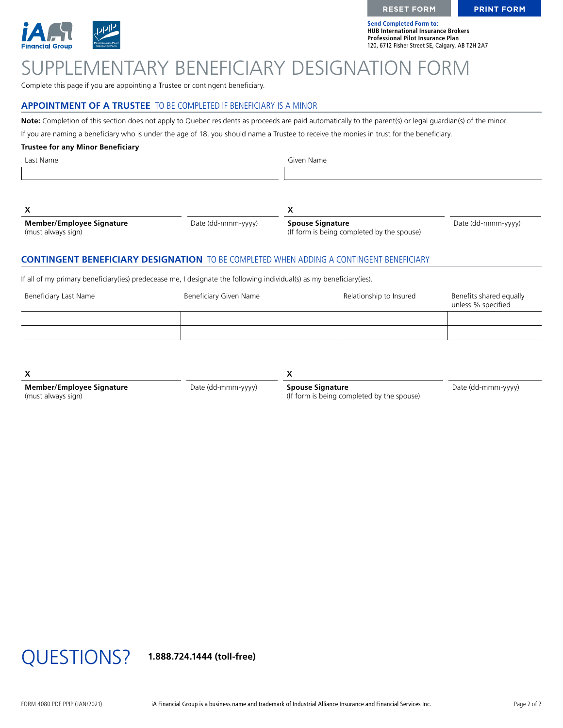RESET FORM PRINT FORM

**Send Completed Form to:**
**HUB International Insurance Brokers**
**Professional Pilot Insurance Plan**
120, 6712 Fisher Street SE, Calgary, AB T2H 2A7

# SUPPLEMENTARY BENEFICIARY DESIGNATION FORM

Complete this page if you are appointing a Trustee or contingent beneficiary.

## APPOINTMENT OF A TRUSTEE TO BE COMPLETED IF BENEFICIARY IS A MINOR

**Note:** Completion of this section does not apply to Quebec residents as proceeds are paid automatically to the parent(s) or legal guardian(s) of the minor.

If you are naming a beneficiary who is under the age of 18, you should name a Trustee to receive the monies in trust for the beneficiary.

**Trustee for any Minor Beneficiary**

| Last Name | Given Name |
|---|---|
| | |

| X | | X | |
|---|---|---|---|
| **Member/Employee Signature** (must always sign) | Date (dd-mmm-yyyy) | **Spouse Signature** (If form is being completed by the spouse) | Date (dd-mmm-yyyy) |

## CONTINGENT BENEFICIARY DESIGNATION TO BE COMPLETED WHEN ADDING A CONTINGENT BENEFICIARY

If all of my primary beneficiary(ies) predecease me, I designate the following individual(s) as my beneficiary(ies).

| Beneficiary Last Name | Beneficiary Given Name | Relationship to Insured | Benefits shared equally unless % specified |
|---|---|---|---|
| | | | |
| | | | |

| X | | X | |
|---|---|---|---|
| **Member/Employee Signature** (must always sign) | Date (dd-mmm-yyyy) | **Spouse Signature** (If form is being completed by the spouse) | Date (dd-mmm-yyyy) |

# QUESTIONS? **1.888.724.1444 (toll-free)**

FORM 4080 PDF PPIP (JAN/2021) iA Financial Group is a business name and trademark of Industrial Alliance Insurance and Financial Services Inc.